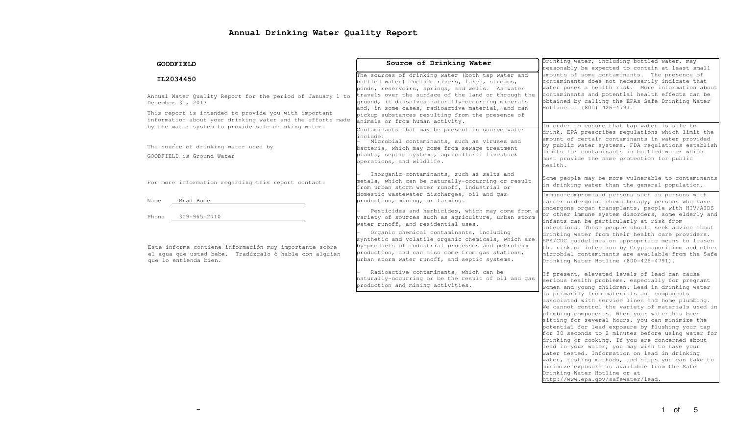# Annual Drinking Water Quality Report

**GOODFIELD**

**IL2034450**

Annual Water Quality Report for the period of January 1 to December 31, 2013

This report is intended to provide you with important information about your drinking water and the efforts made by the water system to provide safe drinking water.

The source of drinking water used by GOODFIELD is Ground Water

For more information regarding this report contact:

Name Brad Bode

Phone 309-965-2710

Este informe contiene información muy importante sobre el agua que usted bebe. Tradúzcalo ó hable con alguien que lo entienda bien.

## Source of Drinking Water

The sources of drinking water (both tap water and bottled water) include rivers, lakes, streams, ponds, reservoirs, springs, and wells. As water travels over the surface of the land or through the ground, it dissolves naturally-occurring minerals and, in some cases, radioactive material, and can pickup substances resulting from the presence of animals or from human activity.

Contaminants that may be present in source water include:

- Microbial contaminants, such as viruses and bacteria, which may come from sewage treatment plants, septic systems, agricultural livestock operations, and wildlife.
- Inorganic contaminants, such as salts and metals, which can be naturally-occurring or result from urban storm water runoff, industrial or domestic wastewater discharges, oil and gas production, mining, or farming.
- Pesticides and herbicides, which may come from a variety of sources such as agriculture, urban storm water runoff, and residential uses.
- Organic chemical contaminants, including synthetic and volatile organic chemicals, which are by-products of industrial processes and petroleum production, and can also come from gas stations, urban storm water runoff, and septic systems.
- Radioactive contaminants, which can be naturally-occurring or be the result of oil and gas production and mining activities.

Drinking water, including bottled water, may reasonably be expected to contain at least small amounts of some contaminants. The presence of contaminants does not necessarily indicate that water poses a health risk. More information about contaminants and potential health effects can be obtained by calling the EPAs Safe Drinking Water Hotline at (800) 426-4791.

In order to ensure that tap water is safe to drink, EPA prescribes regulations which limit the amount of certain contaminants in water provided by public water systems. FDA regulations establish limits for contaminants in bottled water which must provide the same protection for public health.

Some people may be more vulnerable to contaminants in drinking water than the general population. Immuno-compromised persons such as persons with cancer undergoing chemotherapy, persons who have undergone organ transplants, people with HIV/AIDS or other immune system disorders, some elderly and infants can be particularly at risk from infections. These people should seek advice about drinking water from their health care providers. EPA/CDC guidelines on appropriate means to lessen the risk of infection by Cryptosporidium and other microbial contaminants are available from the Safe Drinking Water Hotline (800-426-4791).

If present, elevated levels of lead can cause serious health problems, especially for pregnant women and young children. Lead in drinking water is primarily from materials and components associated with service lines and home plumbing. We cannot control the variety of materials used in plumbing components. When your water has been sitting for several hours, you can minimize the potential for lead exposure by flushing your tap for 30 seconds to 2 minutes before using water for drinking or cooking. If you are concerned about lead in your water, you may wish to have your water tested. Information on lead in drinking water, testing methods, and steps you can take to minimize exposure is available from the Safe Drinking Water Hotline or at http://www.epa.gov/safewater/lead.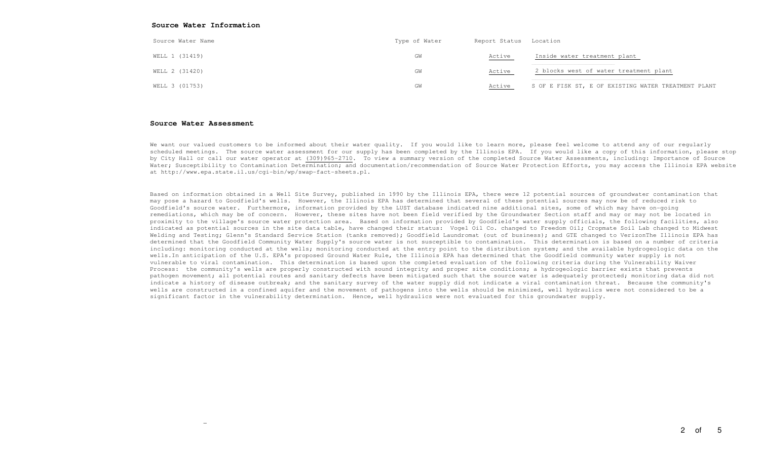### Source Water Information

| Source Water Name | Type of Water | Report Status | Location |
|---|---|---|---|
| WELL 1 (31419) | GW | Active | Inside water treatment plant |
| WELL 2 (31420) | GW | Active | 2 blocks west of water treatment plant |
| WELL 3 (01753) | GW | Active | S OF E FISK ST, E OF EXISTING WATER TREATMENT PLANT |

### Source Water Assessment

We want our valued customers to be informed about their water quality. If you would like to learn more, please feel welcome to attend any of our regularly scheduled meetings. The source water assessment for our supply has been completed by the Illinois EPA. If you would like a copy of this information, please stop by City Hall or call our water operator at (309)965-2710. To view a summary version of the completed Source Water Assessments, including: Importance of Source Water; Susceptibility to Contamination Determination; and documentation/recommendation of Source Water Protection Efforts, you may access the Illinois EPA website at http://www.epa.state.il.us/cgi-bin/wp/swap-fact-sheets.pl.

Based on information obtained in a Well Site Survey, published in 1990 by the Illinois EPA, there were 12 potential sources of groundwater contamination that may pose a hazard to Goodfield's wells. However, the Illinois EPA has determined that several of these potential sources may now be of reduced risk to Goodfield's source water. Furthermore, information provided by the LUST database indicated nine additional sites, some of which may have on-going remediations, which may be of concern. However, these sites have not been field verified by the Groundwater Section staff and may or may not be located in proximity to the village's source water protection area. Based on information provided by Goodfield's water supply officials, the following facilities, also indicated as potential sources in the site data table, have changed their status: Vogel Oil Co. changed to Freedom Oil; Cropmate Soil Lab changed to Midwest Welding and Testing; Glenn's Standard Service Station (tanks removed); Goodfield Laundromat (out of business); and GTE changed to VerizonThe Illinois EPA has determined that the Goodfield Community Water Supply's source water is not susceptible to contamination. This determination is based on a number of criteria including: monitoring conducted at the wells; monitoring conducted at the entry point to the distribution system; and the available hydrogeologic data on the wells.In anticipation of the U.S. EPA's proposed Ground Water Rule, the Illinois EPA has determined that the Goodfield community water supply is not vulnerable to viral contamination. This determination is based upon the completed evaluation of the following criteria during the Vulnerability Waiver Process: the community's wells are properly constructed with sound integrity and proper site conditions; a hydrogeologic barrier exists that prevents pathogen movement; all potential routes and sanitary defects have been mitigated such that the source water is adequately protected; monitoring data did not indicate a history of disease outbreak; and the sanitary survey of the water supply did not indicate a viral contamination threat. Because the community's wells are constructed in a confined aquifer and the movement of pathogens into the wells should be minimized, well hydraulics were not considered to be a significant factor in the vulnerability determination. Hence, well hydraulics were not evaluated for this groundwater supply.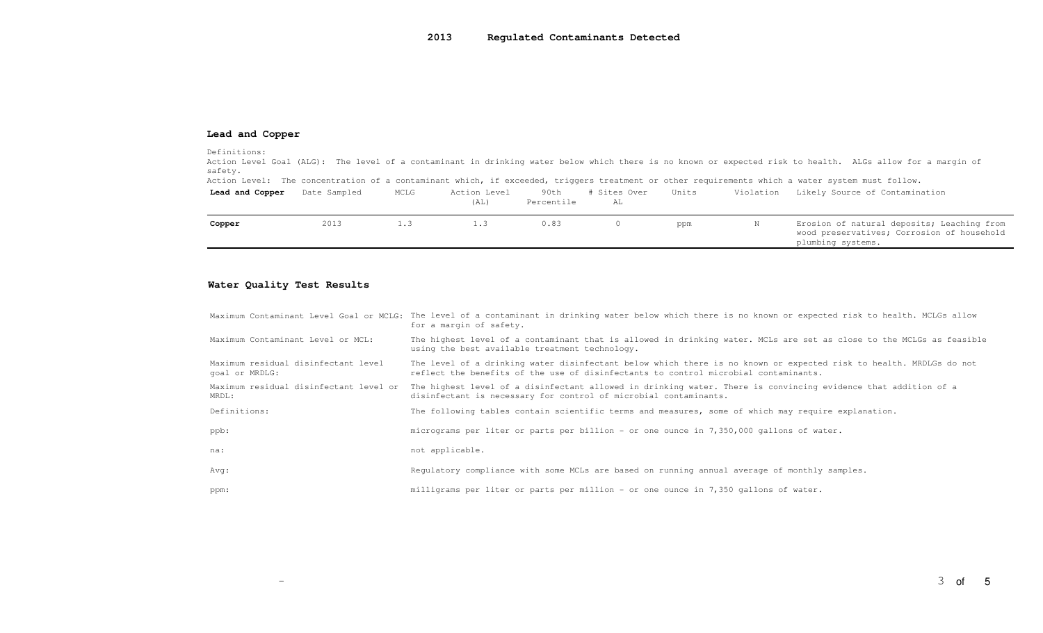# 2013 Regulated Contaminants Detected

## Lead and Copper

Definitions:
Action Level Goal (ALG): The level of a contaminant in drinking water below which there is no known or expected risk to health. ALGs allow for a margin of safety.
Action Level: The concentration of a contaminant which, if exceeded, triggers treatment or other requirements which a water system must follow.

| Lead and Copper | Date Sampled | MCLG | Action Level (AL) | 90th Percentile | # Sites Over AL | Units | Violation | Likely Source of Contamination |
|---|---|---|---|---|---|---|---|---|
| **Copper** | 2013 | 1.3 | 1.3 | 0.83 | 0 | ppm | N | Erosion of natural deposits; Leaching from wood preservatives; Corrosion of household plumbing systems. |

## Water Quality Test Results

| | |
|---|---|
| Maximum Contaminant Level Goal or MCLG: | The level of a contaminant in drinking water below which there is no known or expected risk to health. MCLGs allow for a margin of safety. |
| Maximum Contaminant Level or MCL: | The highest level of a contaminant that is allowed in drinking water. MCLs are set as close to the MCLGs as feasible using the best available treatment technology. |
| Maximum residual disinfectant level goal or MRDLG: | The level of a drinking water disinfectant below which there is no known or expected risk to health. MRDLGs do not reflect the benefits of the use of disinfectants to control microbial contaminants. |
| Maximum residual disinfectant level or MRDL: | The highest level of a disinfectant allowed in drinking water. There is convincing evidence that addition of a disinfectant is necessary for control of microbial contaminants. |
| Definitions: | The following tables contain scientific terms and measures, some of which may require explanation. |
| ppb: | micrograms per liter or parts per billion - or one ounce in 7,350,000 gallons of water. |
| na: | not applicable. |
| Avg: | Regulatory compliance with some MCLs are based on running annual average of monthly samples. |
| ppm: | milligrams per liter or parts per million - or one ounce in 7,350 gallons of water. |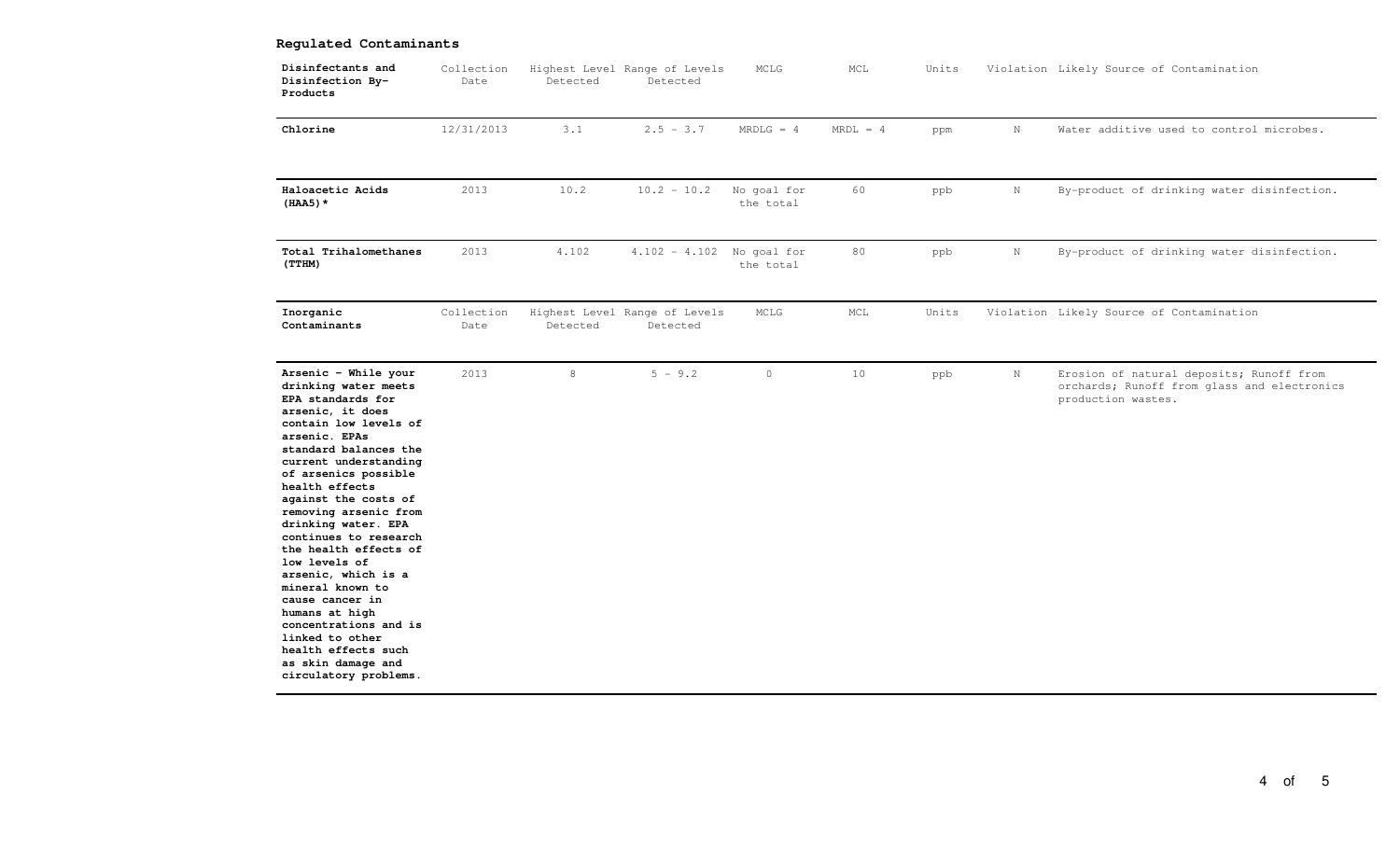## Regulated Contaminants

| Disinfectants and Disinfection By-Products | Collection Date | Highest Level Detected | Range of Levels Detected | MCLG | MCL | Units | Violation | Likely Source of Contamination |
|---|---|---|---|---|---|---|---|---|
| **Chlorine** | 12/31/2013 | 3.1 | 2.5 - 3.7 | MRDLG = 4 | MRDL = 4 | ppm | N | Water additive used to control microbes. |
| **Haloacetic Acids (HAA5)*** | 2013 | 10.2 | 10.2 - 10.2 | No goal for the total | 60 | ppb | N | By-product of drinking water disinfection. |
| **Total Trihalomethanes (TTHM)** | 2013 | 4.102 | 4.102 - 4.102 | No goal for the total | 80 | ppb | N | By-product of drinking water disinfection. |

| Inorganic Contaminants | Collection Date | Highest Level Detected | Range of Levels Detected | MCLG | MCL | Units | Violation | Likely Source of Contamination |
|---|---|---|---|---|---|---|---|---|
| **Arsenic - While your drinking water meets EPA standards for arsenic, it does contain low levels of arsenic. EPAs standard balances the current understanding of arsenics possible health effects against the costs of removing arsenic from drinking water. EPA continues to research the health effects of low levels of arsenic, which is a mineral known to cause cancer in humans at high concentrations and is linked to other health effects such as skin damage and circulatory problems.** | 2013 | 8 | 5 - 9.2 | 0 | 10 | ppb | N | Erosion of natural deposits; Runoff from orchards; Runoff from glass and electronics production wastes. |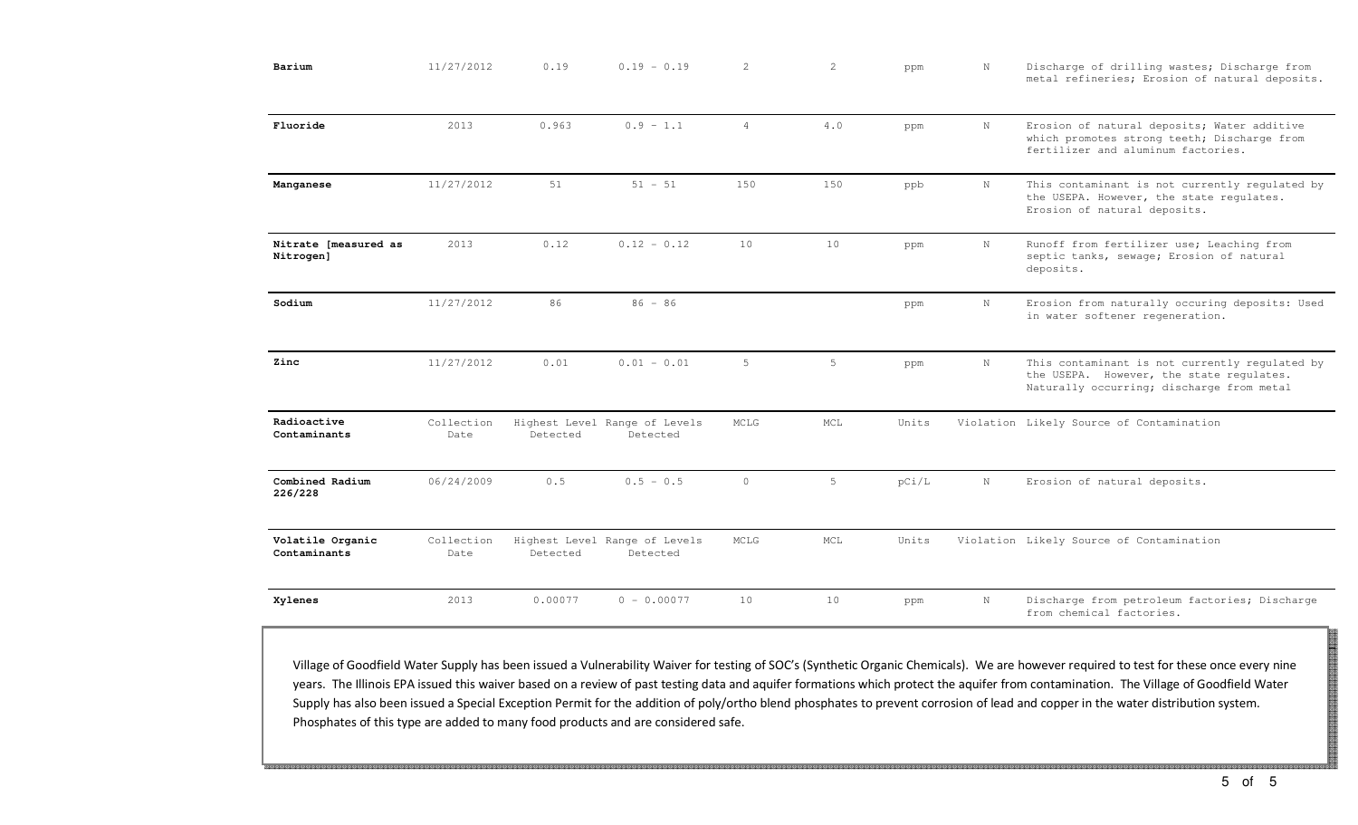| | | | | | | | | |
|---|---|---|---|---|---|---|---|---|
| **Barium** | 11/27/2012 | 0.19 | 0.19 - 0.19 | 2 | 2 | ppm | N | Discharge of drilling wastes; Discharge from metal refineries; Erosion of natural deposits. |
| **Fluoride** | 2013 | 0.963 | 0.9 - 1.1 | 4 | 4.0 | ppm | N | Erosion of natural deposits; Water additive which promotes strong teeth; Discharge from fertilizer and aluminum factories. |
| **Manganese** | 11/27/2012 | 51 | 51 - 51 | 150 | 150 | ppb | N | This contaminant is not currently regulated by the USEPA. However, the state regulates. Erosion of natural deposits. |
| **Nitrate [measured as Nitrogen]** | 2013 | 0.12 | 0.12 - 0.12 | 10 | 10 | ppm | N | Runoff from fertilizer use; Leaching from septic tanks, sewage; Erosion of natural deposits. |
| **Sodium** | 11/27/2012 | 86 | 86 - 86 | | | ppm | N | Erosion from naturally occuring deposits: Used in water softener regeneration. |
| **Zinc** | 11/27/2012 | 0.01 | 0.01 - 0.01 | 5 | 5 | ppm | N | This contaminant is not currently regulated by the USEPA. However, the state regulates. Naturally occurring; discharge from metal |
| **Radioactive Contaminants** | Collection Date | Highest Level Detected | Range of Levels Detected | MCLG | MCL | Units | Violation | Likely Source of Contamination |
| **Combined Radium 226/228** | 06/24/2009 | 0.5 | 0.5 - 0.5 | 0 | 5 | pCi/L | N | Erosion of natural deposits. |
| **Volatile Organic Contaminants** | Collection Date | Highest Level Detected | Range of Levels Detected | MCLG | MCL | Units | Violation | Likely Source of Contamination |
| **Xylenes** | 2013 | 0.00077 | 0 - 0.00077 | 10 | 10 | ppm | N | Discharge from petroleum factories; Discharge from chemical factories. |

Village of Goodfield Water Supply has been issued a Vulnerability Waiver for testing of SOC's (Synthetic Organic Chemicals). We are however required to test for these once every nine years. The Illinois EPA issued this waiver based on a review of past testing data and aquifer formations which protect the aquifer from contamination. The Village of Goodfield Water Supply has also been issued a Special Exception Permit for the addition of poly/ortho blend phosphates to prevent corrosion of lead and copper in the water distribution system. Phosphates of this type are added to many food products and are considered safe.